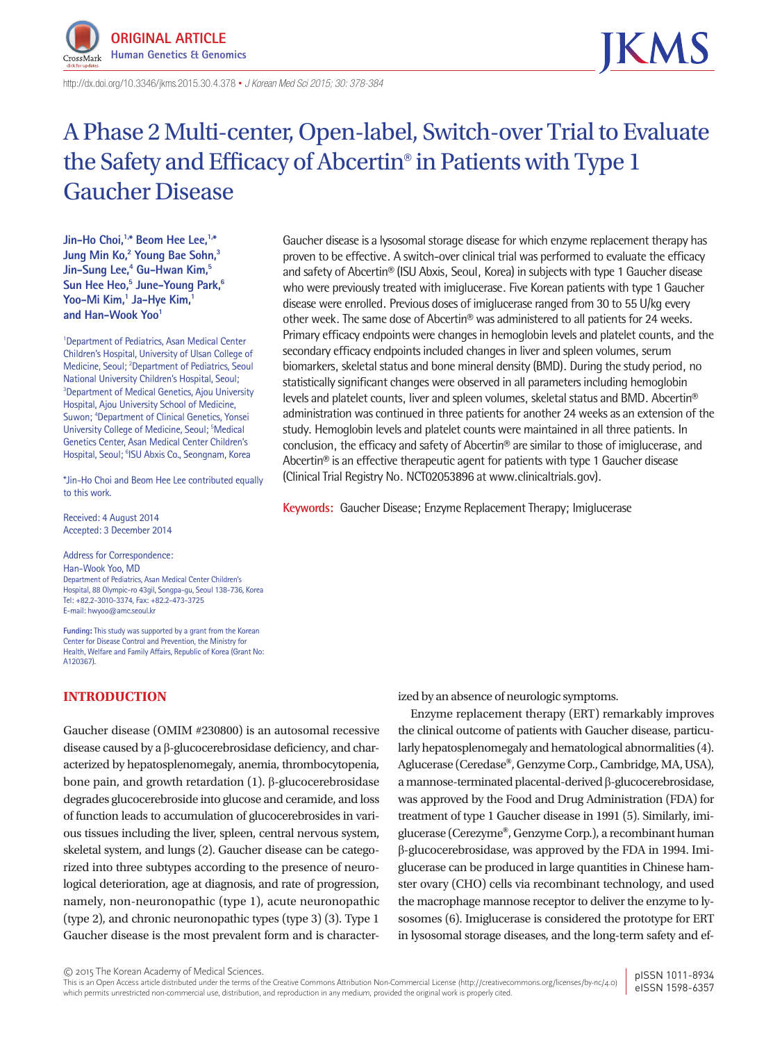ORIGINAL ARTICLE
Human Genetics & Genomics

http://dx.doi.org/10.3346/jkms.2015.30.4.378 • *J Korean Med Sci 2015; 30: 378-384*

# A Phase 2 Multi-center, Open-label, Switch-over Trial to Evaluate the Safety and Efficacy of Abcertin® in Patients with Type 1 Gaucher Disease

**Jin-Ho Choi,[1,*] Beom Hee Lee,[1,*] Jung Min Ko,[2] Young Bae Sohn,[3] Jin-Sung Lee,[4] Gu-Hwan Kim,[5] Sun Hee Heo,[5] June-Young Park,[6] Yoo-Mi Kim,[1] Ja-Hye Kim,[1] and Han-Wook Yoo[1]**

[1]Department of Pediatrics, Asan Medical Center Children's Hospital, University of Ulsan College of Medicine, Seoul; [2]Department of Pediatrics, Seoul National University Children's Hospital, Seoul; [3]Department of Medical Genetics, Ajou University Hospital, Ajou University School of Medicine, Suwon; [4]Department of Clinical Genetics, Yonsei University College of Medicine, Seoul; [5]Medical Genetics Center, Asan Medical Center Children's Hospital, Seoul; [6]ISU Abxis Co., Seongnam, Korea

*Jin-Ho Choi and Beom Hee Lee contributed equally to this work.

Received: 4 August 2014
Accepted: 3 December 2014

Address for Correspondence:
Han-Wook Yoo, MD
Department of Pediatrics, Asan Medical Center Children's Hospital, 88 Olympic-ro 43gil, Songpa-gu, Seoul 138-736, Korea
Tel: +82.2-3010-3374, Fax: +82.2-473-3725
E-mail: hwyoo@amc.seoul.kr

**Funding:** This study was supported by a grant from the Korean Center for Disease Control and Prevention, the Ministry for Health, Welfare and Family Affairs, Republic of Korea (Grant No: A120367).

Gaucher disease is a lysosomal storage disease for which enzyme replacement therapy has proven to be effective. A switch-over clinical trial was performed to evaluate the efficacy and safety of Abcertin® (ISU Abxis, Seoul, Korea) in subjects with type 1 Gaucher disease who were previously treated with imiglucerase. Five Korean patients with type 1 Gaucher disease were enrolled. Previous doses of imiglucerase ranged from 30 to 55 U/kg every other week. The same dose of Abcertin® was administered to all patients for 24 weeks. Primary efficacy endpoints were changes in hemoglobin levels and platelet counts, and the secondary efficacy endpoints included changes in liver and spleen volumes, serum biomarkers, skeletal status and bone mineral density (BMD). During the study period, no statistically significant changes were observed in all parameters including hemoglobin levels and platelet counts, liver and spleen volumes, skeletal status and BMD. Abcertin® administration was continued in three patients for another 24 weeks as an extension of the study. Hemoglobin levels and platelet counts were maintained in all three patients. In conclusion, the efficacy and safety of Abcertin® are similar to those of imiglucerase, and Abcertin® is an effective therapeutic agent for patients with type 1 Gaucher disease (Clinical Trial Registry No. NCT02053896 at www.clinicaltrials.gov).

**Keywords:** Gaucher Disease; Enzyme Replacement Therapy; Imiglucerase

## INTRODUCTION

Gaucher disease (OMIM #230800) is an autosomal recessive disease caused by a β-glucocerebrosidase deficiency, and characterized by hepatosplenomegaly, anemia, thrombocytopenia, bone pain, and growth retardation (1). β-glucocerebrosidase degrades glucocerebroside into glucose and ceramide, and loss of function leads to accumulation of glucocerebrosides in various tissues including the liver, spleen, central nervous system, skeletal system, and lungs (2). Gaucher disease can be categorized into three subtypes according to the presence of neurological deterioration, age at diagnosis, and rate of progression, namely, non-neuronopathic (type 1), acute neuronopathic (type 2), and chronic neuronopathic types (type 3) (3). Type 1 Gaucher disease is the most prevalent form and is characterized by an absence of neurologic symptoms.

Enzyme replacement therapy (ERT) remarkably improves the clinical outcome of patients with Gaucher disease, particularly hepatosplenomegaly and hematological abnormalities (4). Aglucerase (Ceredase®, Genzyme Corp., Cambridge, MA, USA), a mannose-terminated placental-derived β-glucocerebrosidase, was approved by the Food and Drug Administration (FDA) for treatment of type 1 Gaucher disease in 1991 (5). Similarly, imiglucerase (Cerezyme®, Genzyme Corp.), a recombinant human β-glucocerebrosidase, was approved by the FDA in 1994. Imiglucerase can be produced in large quantities in Chinese hamster ovary (CHO) cells via recombinant technology, and used the macrophage mannose receptor to deliver the enzyme to lysosomes (6). Imiglucerase is considered the prototype for ERT in lysosomal storage diseases, and the long-term safety and ef-

© 2015 The Korean Academy of Medical Sciences.
This is an Open Access article distributed under the terms of the Creative Commons Attribution Non-Commercial License (http://creativecommons.org/licenses/by-nc/4.0) which permits unrestricted non-commercial use, distribution, and reproduction in any medium, provided the original work is properly cited.

pISSN 1011-8934
eISSN 1598-6357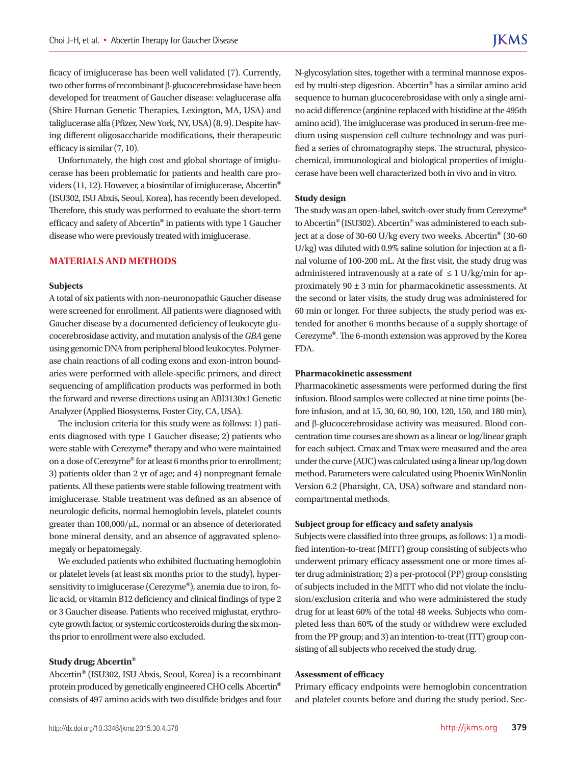ficacy of imiglucerase has been well validated (7). Currently, two other forms of recombinant β-glucocerebrosidase have been developed for treatment of Gaucher disease: velaglucerase alfa (Shire Human Genetic Therapies, Lexington, MA, USA) and taliglucerase alfa (Pfizer, New York, NY, USA) (8, 9). Despite having different oligosaccharide modifications, their therapeutic efficacy is similar (7, 10).

Unfortunately, the high cost and global shortage of imiglucerase has been problematic for patients and health care providers (11, 12). However, a biosimilar of imiglucerase, Abcertin® (ISU302, ISU Abxis, Seoul, Korea), has recently been developed. Therefore, this study was performed to evaluate the short-term efficacy and safety of Abcertin® in patients with type 1 Gaucher disease who were previously treated with imiglucerase.

## MATERIALS AND METHODS

### Subjects

A total of six patients with non-neuronopathic Gaucher disease were screened for enrollment. All patients were diagnosed with Gaucher disease by a documented deficiency of leukocyte glucocerebrosidase activity, and mutation analysis of the *GBA* gene using genomic DNA from peripheral blood leukocytes. Polymerase chain reactions of all coding exons and exon-intron boundaries were performed with allele-specific primers, and direct sequencing of amplification products was performed in both the forward and reverse directions using an ABI3130x1 Genetic Analyzer (Applied Biosystems, Foster City, CA, USA).

The inclusion criteria for this study were as follows: 1) patients diagnosed with type 1 Gaucher disease; 2) patients who were stable with Cerezyme® therapy and who were maintained on a dose of Cerezyme® for at least 6 months prior to enrollment; 3) patients older than 2 yr of age; and 4) nonpregnant female patients. All these patients were stable following treatment with imiglucerase. Stable treatment was defined as an absence of neurologic deficits, normal hemoglobin levels, platelet counts greater than 100,000/μL, normal or an absence of deteriorated bone mineral density, and an absence of aggravated splenomegaly or hepatomegaly.

We excluded patients who exhibited fluctuating hemoglobin or platelet levels (at least six months prior to the study), hypersensitivity to imiglucerase (Cerezyme®), anemia due to iron, folic acid, or vitamin B12 deficiency and clinical findings of type 2 or 3 Gaucher disease. Patients who received miglustat, erythrocyte growth factor, or systemic corticosteroids during the six months prior to enrollment were also excluded.

### Study drug; Abcertin®

Abcertin® (ISU302, ISU Abxis, Seoul, Korea) is a recombinant protein produced by genetically engineered CHO cells. Abcertin® consists of 497 amino acids with two disulfide bridges and four N-glycosylation sites, together with a terminal mannose exposed by multi-step digestion. Abcertin® has a similar amino acid sequence to human glucocerebrosidase with only a single amino acid difference (arginine replaced with histidine at the 495th amino acid). The imiglucerase was produced in serum-free medium using suspension cell culture technology and was purified a series of chromatography steps. The structural, physicochemical, immunological and biological properties of imiglucerase have been well characterized both in vivo and in vitro.

### Study design

The study was an open-label, switch-over study from Cerezyme® to Abcertin® (ISU302). Abcertin® was administered to each subject at a dose of 30-60 U/kg every two weeks. Abcertin® (30-60 U/kg) was diluted with 0.9% saline solution for injection at a final volume of 100-200 mL. At the first visit, the study drug was administered intravenously at a rate of $\leq$ 1 U/kg/min for approximately 90 ± 3 min for pharmacokinetic assessments. At the second or later visits, the study drug was administered for 60 min or longer. For three subjects, the study period was extended for another 6 months because of a supply shortage of Cerezyme®. The 6-month extension was approved by the Korea FDA.

### Pharmacokinetic assessment

Pharmacokinetic assessments were performed during the first infusion. Blood samples were collected at nine time points (before infusion, and at 15, 30, 60, 90, 100, 120, 150, and 180 min), and β-glucocerebrosidase activity was measured. Blood concentration time courses are shown as a linear or log/linear graph for each subject. Cmax and Tmax were measured and the area under the curve (AUC) was calculated using a linear up/log down method. Parameters were calculated using Phoenix WinNonlin Version 6.2 (Pharsight, CA, USA) software and standard non-compartmental methods.

### Subject group for efficacy and safety analysis

Subjects were classified into three groups, as follows: 1) a modified intention-to-treat (MITT) group consisting of subjects who underwent primary efficacy assessment one or more times after drug administration; 2) a per-protocol (PP) group consisting of subjects included in the MITT who did not violate the inclusion/exclusion criteria and who were administered the study drug for at least 60% of the total 48 weeks. Subjects who completed less than 60% of the study or withdrew were excluded from the PP group; and 3) an intention-to-treat (ITT) group consisting of all subjects who received the study drug.

### Assessment of efficacy

Primary efficacy endpoints were hemoglobin concentration and platelet counts before and during the study period. Sec-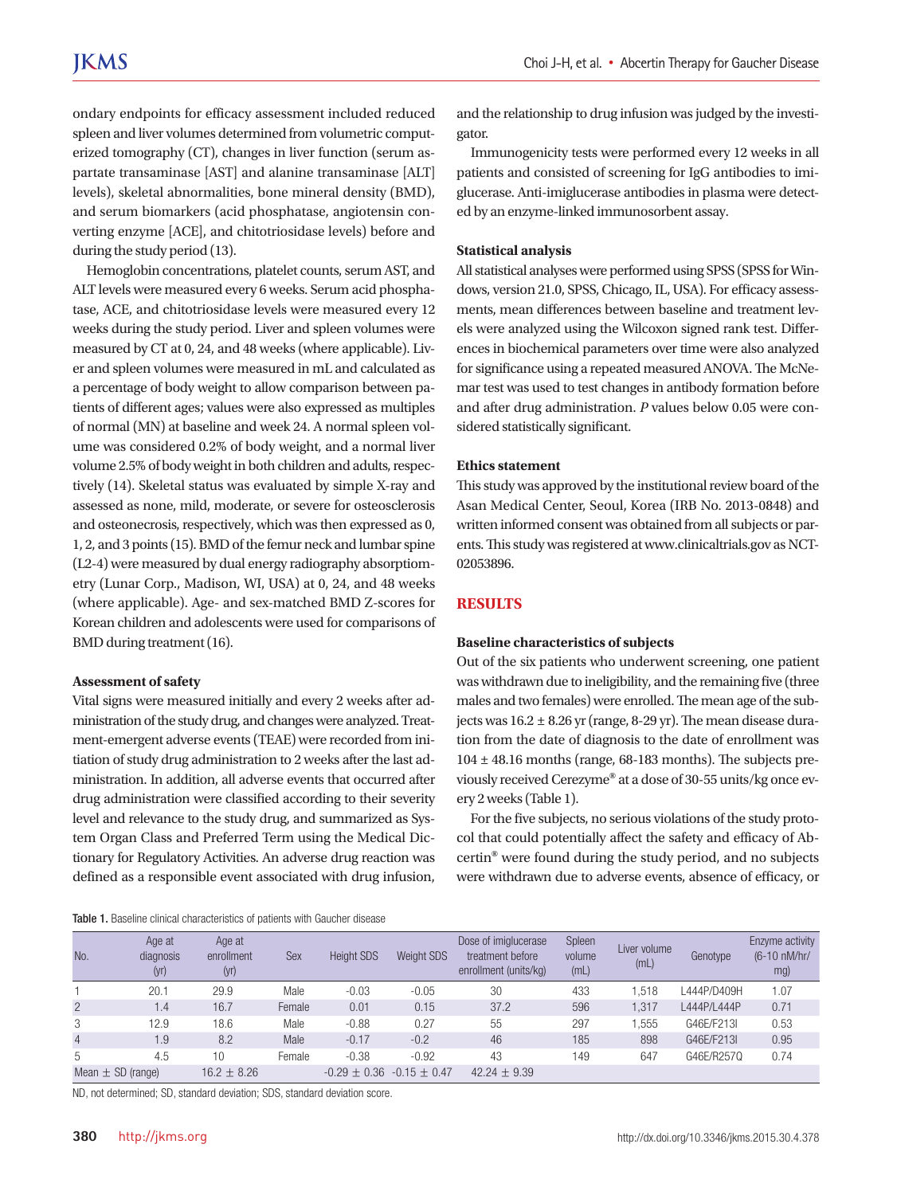ondary endpoints for efficacy assessment included reduced spleen and liver volumes determined from volumetric computerized tomography (CT), changes in liver function (serum aspartate transaminase [AST] and alanine transaminase [ALT] levels), skeletal abnormalities, bone mineral density (BMD), and serum biomarkers (acid phosphatase, angiotensin converting enzyme [ACE], and chitotriosidase levels) before and during the study period (13).

Hemoglobin concentrations, platelet counts, serum AST, and ALT levels were measured every 6 weeks. Serum acid phosphatase, ACE, and chitotriosidase levels were measured every 12 weeks during the study period. Liver and spleen volumes were measured by CT at 0, 24, and 48 weeks (where applicable). Liver and spleen volumes were measured in mL and calculated as a percentage of body weight to allow comparison between patients of different ages; values were also expressed as multiples of normal (MN) at baseline and week 24. A normal spleen volume was considered 0.2% of body weight, and a normal liver volume 2.5% of body weight in both children and adults, respectively (14). Skeletal status was evaluated by simple X-ray and assessed as none, mild, moderate, or severe for osteosclerosis and osteonecrosis, respectively, which was then expressed as 0, 1, 2, and 3 points (15). BMD of the femur neck and lumbar spine (L2-4) were measured by dual energy radiography absorptiometry (Lunar Corp., Madison, WI, USA) at 0, 24, and 48 weeks (where applicable). Age- and sex-matched BMD Z-scores for Korean children and adolescents were used for comparisons of BMD during treatment (16).

#### Assessment of safety

Vital signs were measured initially and every 2 weeks after administration of the study drug, and changes were analyzed. Treatment-emergent adverse events (TEAE) were recorded from initiation of study drug administration to 2 weeks after the last administration. In addition, all adverse events that occurred after drug administration were classified according to their severity level and relevance to the study drug, and summarized as System Organ Class and Preferred Term using the Medical Dictionary for Regulatory Activities. An adverse drug reaction was defined as a responsible event associated with drug infusion, and the relationship to drug infusion was judged by the investigator.

Immunogenicity tests were performed every 12 weeks in all patients and consisted of screening for IgG antibodies to imiglucerase. Anti-imiglucerase antibodies in plasma were detected by an enzyme-linked immunosorbent assay.

#### Statistical analysis

All statistical analyses were performed using SPSS (SPSS for Windows, version 21.0, SPSS, Chicago, IL, USA). For efficacy assessments, mean differences between baseline and treatment levels were analyzed using the Wilcoxon signed rank test. Differences in biochemical parameters over time were also analyzed for significance using a repeated measured ANOVA. The McNemar test was used to test changes in antibody formation before and after drug administration. *P* values below 0.05 were considered statistically significant.

#### Ethics statement

This study was approved by the institutional review board of the Asan Medical Center, Seoul, Korea (IRB No. 2013-0848) and written informed consent was obtained from all subjects or parents. This study was registered at www.clinicaltrials.gov as NCT-02053896.

## RESULTS

#### Baseline characteristics of subjects

Out of the six patients who underwent screening, one patient was withdrawn due to ineligibility, and the remaining five (three males and two females) were enrolled. The mean age of the subjects was 16.2 ± 8.26 yr (range, 8-29 yr). The mean disease duration from the date of diagnosis to the date of enrollment was 104 ± 48.16 months (range, 68-183 months). The subjects previously received Cerezyme® at a dose of 30-55 units/kg once every 2 weeks (Table 1).

For the five subjects, no serious violations of the study protocol that could potentially affect the safety and efficacy of Abcertin® were found during the study period, and no subjects were withdrawn due to adverse events, absence of efficacy, or

**Table 1.** Baseline clinical characteristics of patients with Gaucher disease

| No. | Age at diagnosis (yr) | Age at enrollment (yr) | Sex | Height SDS | Weight SDS | Dose of imiglucerase treatment before enrollment (units/kg) | Spleen volume (mL) | Liver volume (mL) | Genotype | Enzyme activity (6-10 nM/hr/mg) |
|---|---|---|---|---|---|---|---|---|---|---|
| 1 | 20.1 | 29.9 | Male | -0.03 | -0.05 | 30 | 433 | 1,518 | L444P/D409H | 1.07 |
| 2 | 1.4 | 16.7 | Female | 0.01 | 0.15 | 37.2 | 596 | 1,317 | L444P/L444P | 0.71 |
| 3 | 12.9 | 18.6 | Male | -0.88 | 0.27 | 55 | 297 | 1,555 | G46E/F213I | 0.53 |
| 4 | 1.9 | 8.2 | Male | -0.17 | -0.2 | 46 | 185 | 898 | G46E/F213I | 0.95 |
| 5 | 4.5 | 10 | Female | -0.38 | -0.92 | 43 | 149 | 647 | G46E/R257Q | 0.74 |
| Mean ± SD (range) | | 16.2 ± 8.26 | | -0.29 ± 0.36 | -0.15 ± 0.47 | 42.24 ± 9.39 | | | | |

ND, not determined; SD, standard deviation; SDS, standard deviation score.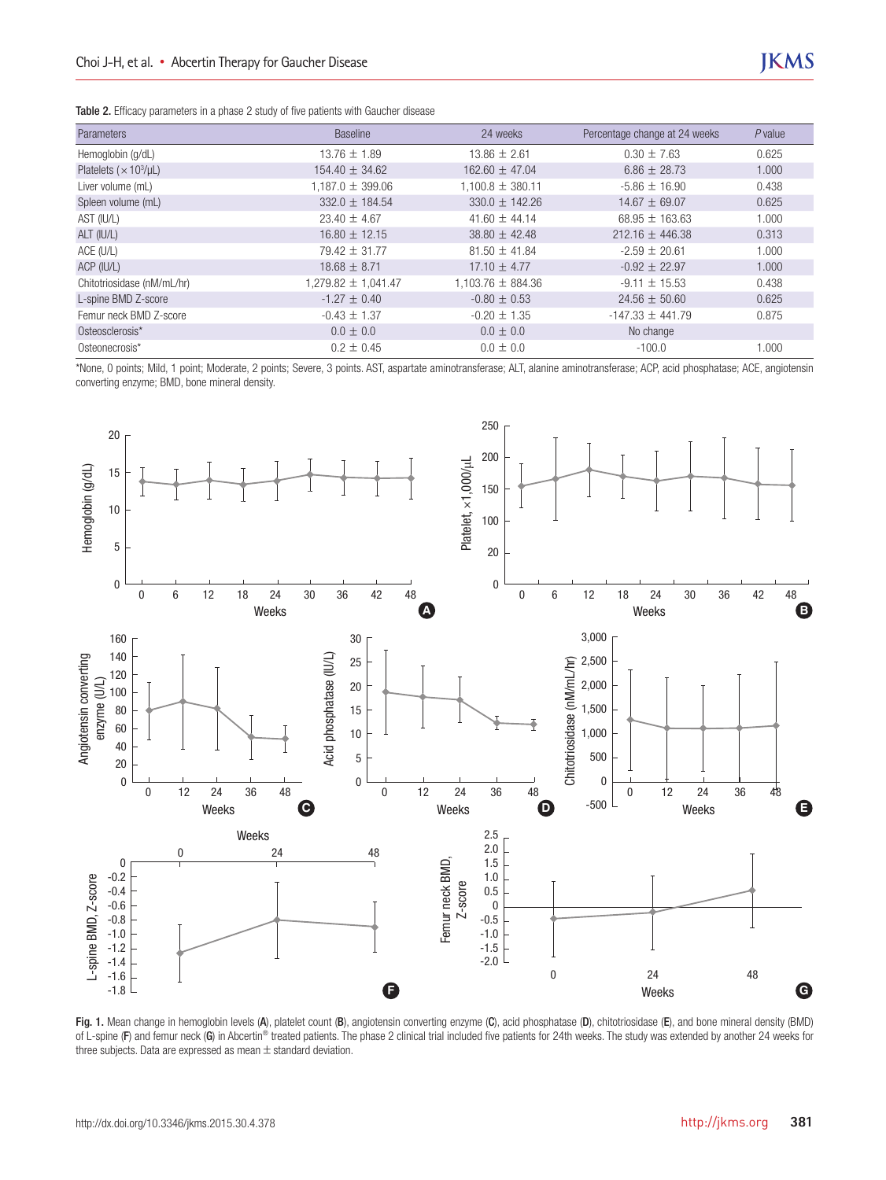**Table 2.** Efficacy parameters in a phase 2 study of five patients with Gaucher disease

| Parameters | Baseline | 24 weeks | Percentage change at 24 weeks | *P* value |
|---|---|---|---|---|
| Hemoglobin (g/dL) | 13.76 ± 1.89 | 13.86 ± 2.61 | 0.30 ± 7.63 | 0.625 |
| Platelets ($\times 10^3/\mu L$) | 154.40 ± 34.62 | 162.60 ± 47.04 | 6.86 ± 28.73 | 1.000 |
| Liver volume (mL) | 1,187.0 ± 399.06 | 1,100.8 ± 380.11 | -5.86 ± 16.90 | 0.438 |
| Spleen volume (mL) | 332.0 ± 184.54 | 330.0 ± 142.26 | 14.67 ± 69.07 | 0.625 |
| AST (IU/L) | 23.40 ± 4.67 | 41.60 ± 44.14 | 68.95 ± 163.63 | 1.000 |
| ALT (IU/L) | 16.80 ± 12.15 | 38.80 ± 42.48 | 212.16 ± 446.38 | 0.313 |
| ACE (U/L) | 79.42 ± 31.77 | 81.50 ± 41.84 | -2.59 ± 20.61 | 1.000 |
| ACP (IU/L) | 18.68 ± 8.71 | 17.10 ± 4.77 | -0.92 ± 22.97 | 1.000 |
| Chitotriosidase (nM/mL/hr) | 1,279.82 ± 1,041.47 | 1,103.76 ± 884.36 | -9.11 ± 15.53 | 0.438 |
| L-spine BMD Z-score | -1.27 ± 0.40 | -0.80 ± 0.53 | 24.56 ± 50.60 | 0.625 |
| Femur neck BMD Z-score | -0.43 ± 1.37 | -0.20 ± 1.35 | -147.33 ± 441.79 | 0.875 |
| Osteosclerosis* | 0.0 ± 0.0 | 0.0 ± 0.0 | No change | |
| Osteonecrosis* | 0.2 ± 0.45 | 0.0 ± 0.0 | -100.0 | 1.000 |

*None, 0 points; Mild, 1 point; Moderate, 2 points; Severe, 3 points. AST, aspartate aminotransferase; ALT, alanine aminotransferase; ACP, acid phosphatase; ACE, angiotensin converting enzyme; BMD, bone mineral density.

**Fig. 1.** Mean change in hemoglobin levels (**A**), platelet count (**B**), angiotensin converting enzyme (**C**), acid phosphatase (**D**), chitotriosidase (**E**), and bone mineral density (BMD) of L-spine (**F**) and femur neck (**G**) in Abcertin® treated patients. The phase 2 clinical trial included five patients for 24th weeks. The study was extended by another 24 weeks for three subjects. Data are expressed as mean ± standard deviation.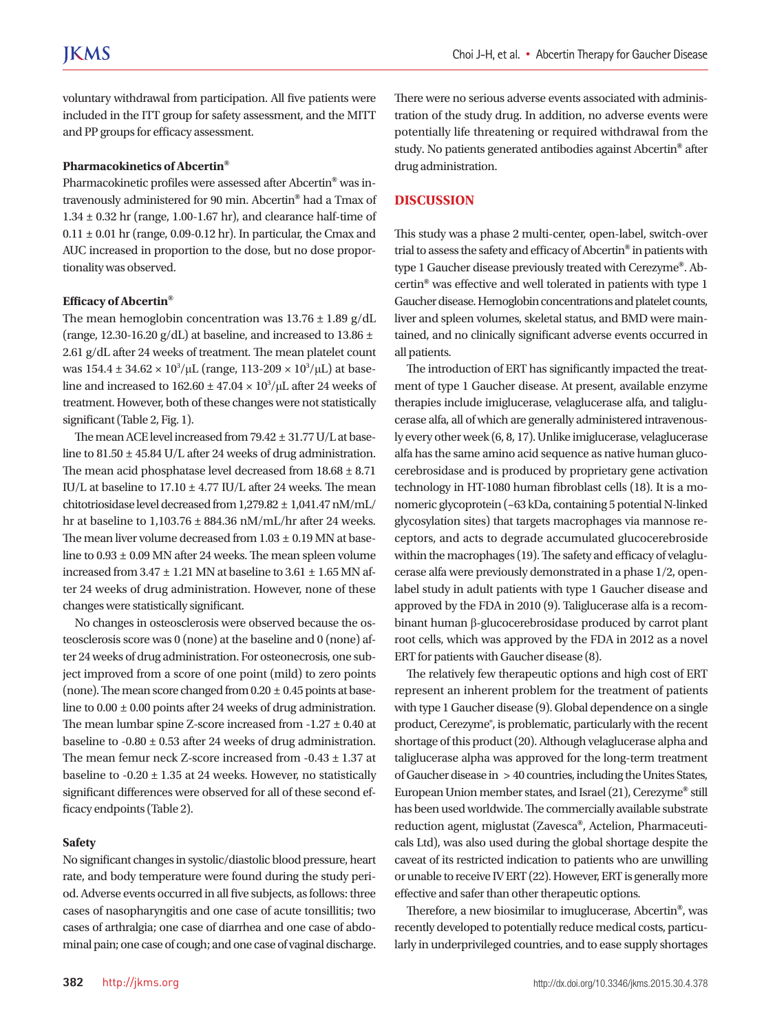voluntary withdrawal from participation. All five patients were included in the ITT group for safety assessment, and the MITT and PP groups for efficacy assessment.

### Pharmacokinetics of Abcertin®

Pharmacokinetic profiles were assessed after Abcertin® was intravenously administered for 90 min. Abcertin® had a Tmax of 1.34 ± 0.32 hr (range, 1.00-1.67 hr), and clearance half-time of 0.11 ± 0.01 hr (range, 0.09-0.12 hr). In particular, the Cmax and AUC increased in proportion to the dose, but no dose proportionality was observed.

### Efficacy of Abcertin®

The mean hemoglobin concentration was 13.76 ± 1.89 g/dL (range, 12.30-16.20 g/dL) at baseline, and increased to 13.86 ± 2.61 g/dL after 24 weeks of treatment. The mean platelet count was 154.4 ± 34.62 × $10^3$/μL (range, 113-209 × $10^3$/μL) at baseline and increased to 162.60 ± 47.04 × $10^3$/μL after 24 weeks of treatment. However, both of these changes were not statistically significant (Table 2, Fig. 1).

The mean ACE level increased from 79.42 ± 31.77 U/L at baseline to 81.50 ± 45.84 U/L after 24 weeks of drug administration. The mean acid phosphatase level decreased from 18.68 ± 8.71 IU/L at baseline to 17.10 ± 4.77 IU/L after 24 weeks. The mean chitotriosidase level decreased from 1,279.82 ± 1,041.47 nM/mL/hr at baseline to 1,103.76 ± 884.36 nM/mL/hr after 24 weeks. The mean liver volume decreased from 1.03 ± 0.19 MN at baseline to 0.93 ± 0.09 MN after 24 weeks. The mean spleen volume increased from 3.47 ± 1.21 MN at baseline to 3.61 ± 1.65 MN after 24 weeks of drug administration. However, none of these changes were statistically significant.

No changes in osteosclerosis were observed because the osteosclerosis score was 0 (none) at the baseline and 0 (none) after 24 weeks of drug administration. For osteonecrosis, one subject improved from a score of one point (mild) to zero points (none). The mean score changed from 0.20 ± 0.45 points at baseline to 0.00 ± 0.00 points after 24 weeks of drug administration. The mean lumbar spine Z-score increased from -1.27 ± 0.40 at baseline to -0.80 ± 0.53 after 24 weeks of drug administration. The mean femur neck Z-score increased from -0.43 ± 1.37 at baseline to -0.20 ± 1.35 at 24 weeks. However, no statistically significant differences were observed for all of these second efficacy endpoints (Table 2).

### Safety

No significant changes in systolic/diastolic blood pressure, heart rate, and body temperature were found during the study period. Adverse events occurred in all five subjects, as follows: three cases of nasopharyngitis and one case of acute tonsillitis; two cases of arthralgia; one case of diarrhea and one case of abdominal pain; one case of cough; and one case of vaginal discharge. There were no serious adverse events associated with administration of the study drug. In addition, no adverse events were potentially life threatening or required withdrawal from the study. No patients generated antibodies against Abcertin® after drug administration.

## DISCUSSION

This study was a phase 2 multi-center, open-label, switch-over trial to assess the safety and efficacy of Abcertin® in patients with type 1 Gaucher disease previously treated with Cerezyme®. Abcertin® was effective and well tolerated in patients with type 1 Gaucher disease. Hemoglobin concentrations and platelet counts, liver and spleen volumes, skeletal status, and BMD were maintained, and no clinically significant adverse events occurred in all patients.

The introduction of ERT has significantly impacted the treatment of type 1 Gaucher disease. At present, available enzyme therapies include imiglucerase, velaglucerase alfa, and taliglucerase alfa, all of which are generally administered intravenously every other week (6, 8, 17). Unlike imiglucerase, velaglucerase alfa has the same amino acid sequence as native human glucocerebrosidase and is produced by proprietary gene activation technology in HT-1080 human fibroblast cells (18). It is a monomeric glycoprotein (~63 kDa, containing 5 potential N-linked glycosylation sites) that targets macrophages via mannose receptors, and acts to degrade accumulated glucocerebroside within the macrophages (19). The safety and efficacy of velaglucerase alfa were previously demonstrated in a phase 1/2, open-label study in adult patients with type 1 Gaucher disease and approved by the FDA in 2010 (9). Taliglucerase alfa is a recombinant human β-glucocerebrosidase produced by carrot plant root cells, which was approved by the FDA in 2012 as a novel ERT for patients with Gaucher disease (8).

The relatively few therapeutic options and high cost of ERT represent an inherent problem for the treatment of patients with type 1 Gaucher disease (9). Global dependence on a single product, Cerezyme®, is problematic, particularly with the recent shortage of this product (20). Although velaglucerase alpha and taliglucerase alpha was approved for the long-term treatment of Gaucher disease in > 40 countries, including the Unites States, European Union member states, and Israel (21), Cerezyme® still has been used worldwide. The commercially available substrate reduction agent, miglustat (Zavesca®, Actelion, Pharmaceuticals Ltd), was also used during the global shortage despite the caveat of its restricted indication to patients who are unwilling or unable to receive IV ERT (22). However, ERT is generally more effective and safer than other therapeutic options.

Therefore, a new biosimilar to imuglucerase, Abcertin®, was recently developed to potentially reduce medical costs, particularly in underprivileged countries, and to ease supply shortages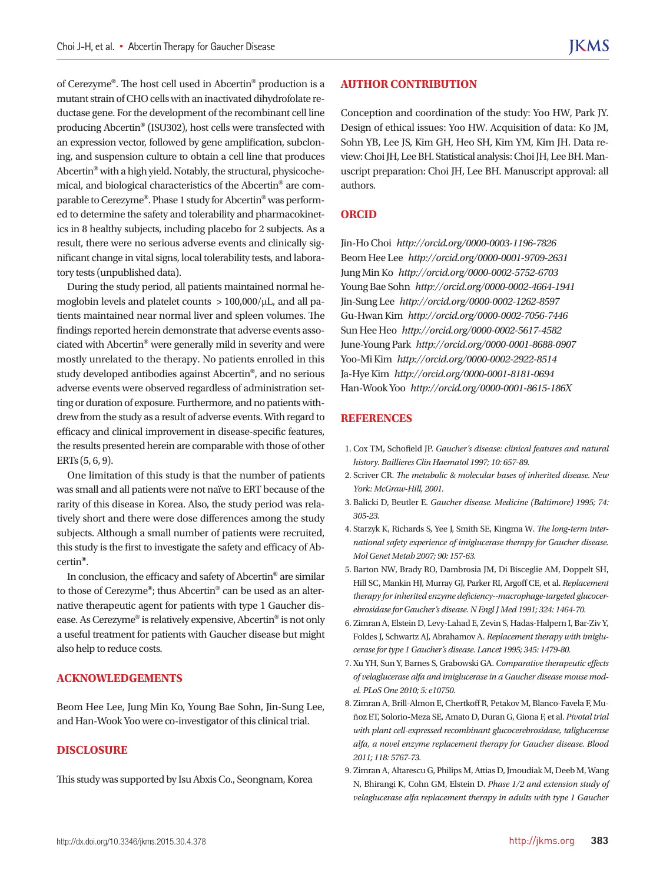of Cerezyme®. The host cell used in Abcertin® production is a mutant strain of CHO cells with an inactivated dihydrofolate reductase gene. For the development of the recombinant cell line producing Abcertin® (ISU302), host cells were transfected with an expression vector, followed by gene amplification, subcloning, and suspension culture to obtain a cell line that produces Abcertin® with a high yield. Notably, the structural, physicochemical, and biological characteristics of the Abcertin® are comparable to Cerezyme®. Phase 1 study for Abcertin® was performed to determine the safety and tolerability and pharmacokinetics in 8 healthy subjects, including placebo for 2 subjects. As a result, there were no serious adverse events and clinically significant change in vital signs, local tolerability tests, and laboratory tests (unpublished data).

During the study period, all patients maintained normal hemoglobin levels and platelet counts > 100,000/μL, and all patients maintained near normal liver and spleen volumes. The findings reported herein demonstrate that adverse events associated with Abcertin® were generally mild in severity and were mostly unrelated to the therapy. No patients enrolled in this study developed antibodies against Abcertin®, and no serious adverse events were observed regardless of administration setting or duration of exposure. Furthermore, and no patients withdrew from the study as a result of adverse events. With regard to efficacy and clinical improvement in disease-specific features, the results presented herein are comparable with those of other ERTs (5, 6, 9).

One limitation of this study is that the number of patients was small and all patients were not naïve to ERT because of the rarity of this disease in Korea. Also, the study period was relatively short and there were dose differences among the study subjects. Although a small number of patients were recruited, this study is the first to investigate the safety and efficacy of Abcertin®.

In conclusion, the efficacy and safety of Abcertin® are similar to those of Cerezyme®; thus Abcertin® can be used as an alternative therapeutic agent for patients with type 1 Gaucher disease. As Cerezyme® is relatively expensive, Abcertin® is not only a useful treatment for patients with Gaucher disease but might also help to reduce costs.

## ACKNOWLEDGEMENTS

Beom Hee Lee, Jung Min Ko, Young Bae Sohn, Jin-Sung Lee, and Han-Wook Yoo were co-investigator of this clinical trial.

## DISCLOSURE

This study was supported by Isu Abxis Co., Seongnam, Korea

## AUTHOR CONTRIBUTION

Conception and coordination of the study: Yoo HW, Park JY. Design of ethical issues: Yoo HW. Acquisition of data: Ko JM, Sohn YB, Lee JS, Kim GH, Heo SH, Kim YM, Kim JH. Data review: Choi JH, Lee BH. Statistical analysis: Choi JH, Lee BH. Manuscript preparation: Choi JH, Lee BH. Manuscript approval: all authors.

## ORCID

Jin-Ho Choi *http://orcid.org/0000-0003-1196-7826*
Beom Hee Lee *http://orcid.org/0000-0001-9709-2631*
Jung Min Ko *http://orcid.org/0000-0002-5752-6703*
Young Bae Sohn *http://orcid.org/0000-0002-4664-1941*
Jin-Sung Lee *http://orcid.org/0000-0002-1262-8597*
Gu-Hwan Kim *http://orcid.org/0000-0002-7056-7446*
Sun Hee Heo *http://orcid.org/0000-0002-5617-4582*
June-Young Park *http://orcid.org/0000-0001-8688-0907*
Yoo-Mi Kim *http://orcid.org/0000-0002-2922-8514*
Ja-Hye Kim *http://orcid.org/0000-0001-8181-0694*
Han-Wook Yoo *http://orcid.org/0000-0001-8615-186X*

## REFERENCES

1. Cox TM, Schofield JP. *Gaucher's disease: clinical features and natural history. Baillieres Clin Haematol 1997; 10: 657-89.*
2. Scriver CR. *The metabolic & molecular bases of inherited disease. New York: McGraw-Hill, 2001.*
3. Balicki D, Beutler E. *Gaucher disease. Medicine (Baltimore) 1995; 74: 305-23.*
4. Starzyk K, Richards S, Yee J, Smith SE, Kingma W. *The long-term international safety experience of imiglucerase therapy for Gaucher disease. Mol Genet Metab 2007; 90: 157-63.*
5. Barton NW, Brady RO, Dambrosia JM, Di Bisceglie AM, Doppelt SH, Hill SC, Mankin HJ, Murray GJ, Parker RI, Argoff CE, et al. *Replacement therapy for inherited enzyme deficiency--macrophage-targeted glucocerebrosidase for Gaucher's disease. N Engl J Med 1991; 324: 1464-70.*
6. Zimran A, Elstein D, Levy-Lahad E, Zevin S, Hadas-Halpern I, Bar-Ziv Y, Foldes J, Schwartz AJ, Abrahamov A. *Replacement therapy with imiglucerase for type 1 Gaucher's disease. Lancet 1995; 345: 1479-80.*
7. Xu YH, Sun Y, Barnes S, Grabowski GA. *Comparative therapeutic effects of velaglucerase alfa and imiglucerase in a Gaucher disease mouse model. PLoS One 2010; 5: e10750.*
8. Zimran A, Brill-Almon E, Chertkoff R, Petakov M, Blanco-Favela F, Muñoz ET, Solorio-Meza SE, Amato D, Duran G, Giona F, et al. *Pivotal trial with plant cell-expressed recombinant glucocerebrosidase, taliglucerase alfa, a novel enzyme replacement therapy for Gaucher disease. Blood 2011; 118: 5767-73.*
9. Zimran A, Altarescu G, Philips M, Attias D, Jmoudiak M, Deeb M, Wang N, Bhirangi K, Cohn GM, Elstein D. *Phase 1/2 and extension study of velaglucerase alfa replacement therapy in adults with type 1 Gaucher*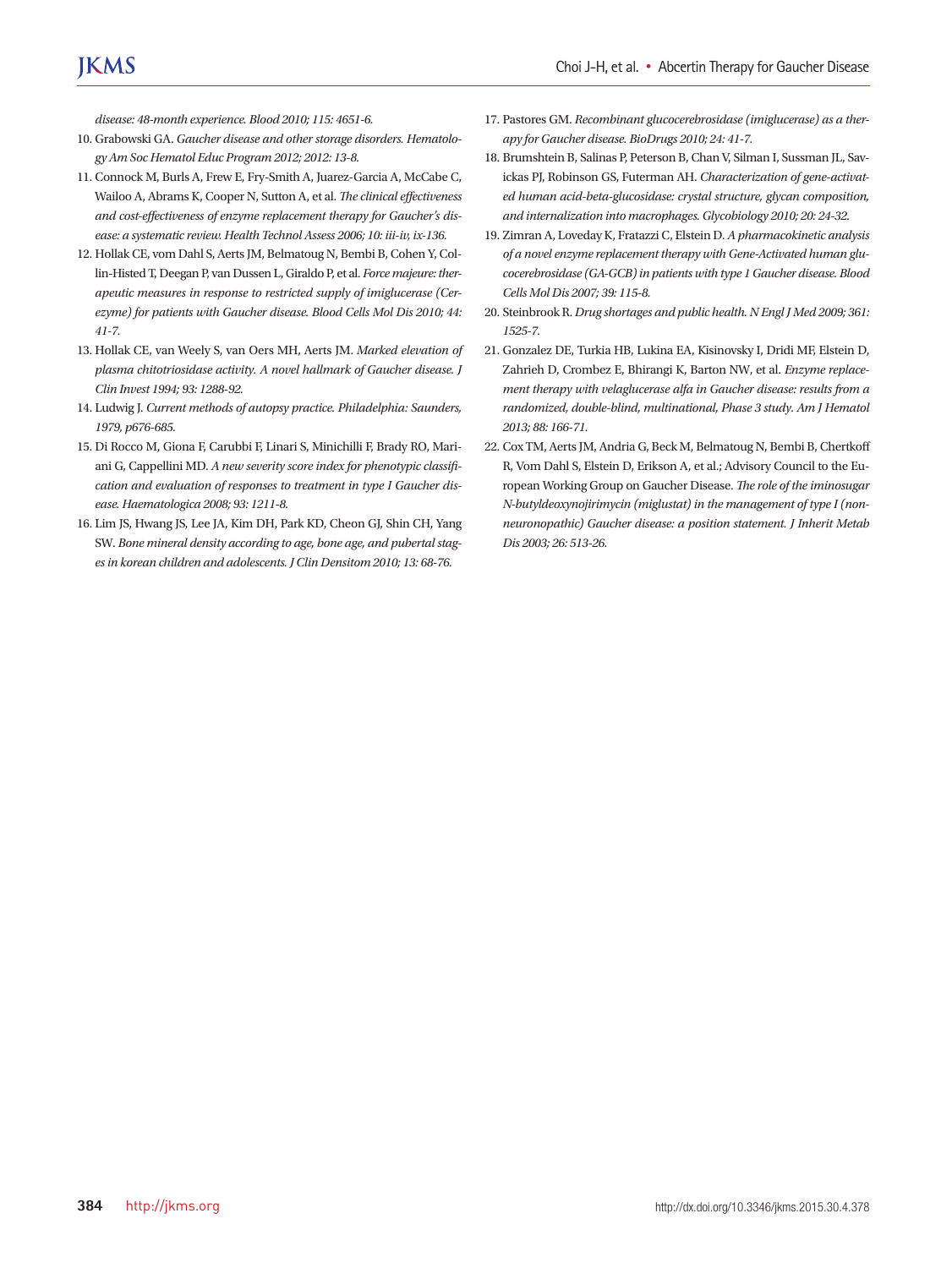disease: 48-month experience. Blood 2010; 115: 4651-6.*

10. Grabowski GA. *Gaucher disease and other storage disorders. Hematology Am Soc Hematol Educ Program 2012; 2012: 13-8.*
11. Connock M, Burls A, Frew E, Fry-Smith A, Juarez-Garcia A, McCabe C, Wailoo A, Abrams K, Cooper N, Sutton A, et al. *The clinical effectiveness and cost-effectiveness of enzyme replacement therapy for Gaucher's disease: a systematic review. Health Technol Assess 2006; 10: iii-iv, ix-136.*
12. Hollak CE, vom Dahl S, Aerts JM, Belmatoug N, Bembi B, Cohen Y, Collin-Histed T, Deegan P, van Dussen L, Giraldo P, et al. *Force majeure: therapeutic measures in response to restricted supply of imiglucerase (Cerezyme) for patients with Gaucher disease. Blood Cells Mol Dis 2010; 44: 41-7.*
13. Hollak CE, van Weely S, van Oers MH, Aerts JM. *Marked elevation of plasma chitotriosidase activity. A novel hallmark of Gaucher disease. J Clin Invest 1994; 93: 1288-92.*
14. Ludwig J. *Current methods of autopsy practice. Philadelphia: Saunders, 1979, p676-685.*
15. Di Rocco M, Giona F, Carubbi F, Linari S, Minichilli F, Brady RO, Mariani G, Cappellini MD. *A new severity score index for phenotypic classification and evaluation of responses to treatment in type I Gaucher disease. Haematologica 2008; 93: 1211-8.*
16. Lim JS, Hwang JS, Lee JA, Kim DH, Park KD, Cheon GJ, Shin CH, Yang SW. *Bone mineral density according to age, bone age, and pubertal stages in korean children and adolescents. J Clin Densitom 2010; 13: 68-76.*
17. Pastores GM. *Recombinant glucocerebrosidase (imiglucerase) as a therapy for Gaucher disease. BioDrugs 2010; 24: 41-7.*
18. Brumshtein B, Salinas P, Peterson B, Chan V, Silman I, Sussman JL, Savickas PJ, Robinson GS, Futerman AH. *Characterization of gene-activated human acid-beta-glucosidase: crystal structure, glycan composition, and internalization into macrophages. Glycobiology 2010; 20: 24-32.*
19. Zimran A, Loveday K, Fratazzi C, Elstein D. *A pharmacokinetic analysis of a novel enzyme replacement therapy with Gene-Activated human glucocerebrosidase (GA-GCB) in patients with type 1 Gaucher disease. Blood Cells Mol Dis 2007; 39: 115-8.*
20. Steinbrook R. *Drug shortages and public health. N Engl J Med 2009; 361: 1525-7.*
21. Gonzalez DE, Turkia HB, Lukina EA, Kisinovsky I, Dridi MF, Elstein D, Zahrieh D, Crombez E, Bhirangi K, Barton NW, et al. *Enzyme replacement therapy with velaglucerase alfa in Gaucher disease: results from a randomized, double-blind, multinational, Phase 3 study. Am J Hematol 2013; 88: 166-71.*
22. Cox TM, Aerts JM, Andria G, Beck M, Belmatoug N, Bembi B, Chertkoff R, Vom Dahl S, Elstein D, Erikson A, et al.; Advisory Council to the European Working Group on Gaucher Disease. *The role of the iminosugar N-butyldeoxynojirimycin (miglustat) in the management of type I (non-neuronopathic) Gaucher disease: a position statement. J Inherit Metab Dis 2003; 26: 513-26.*